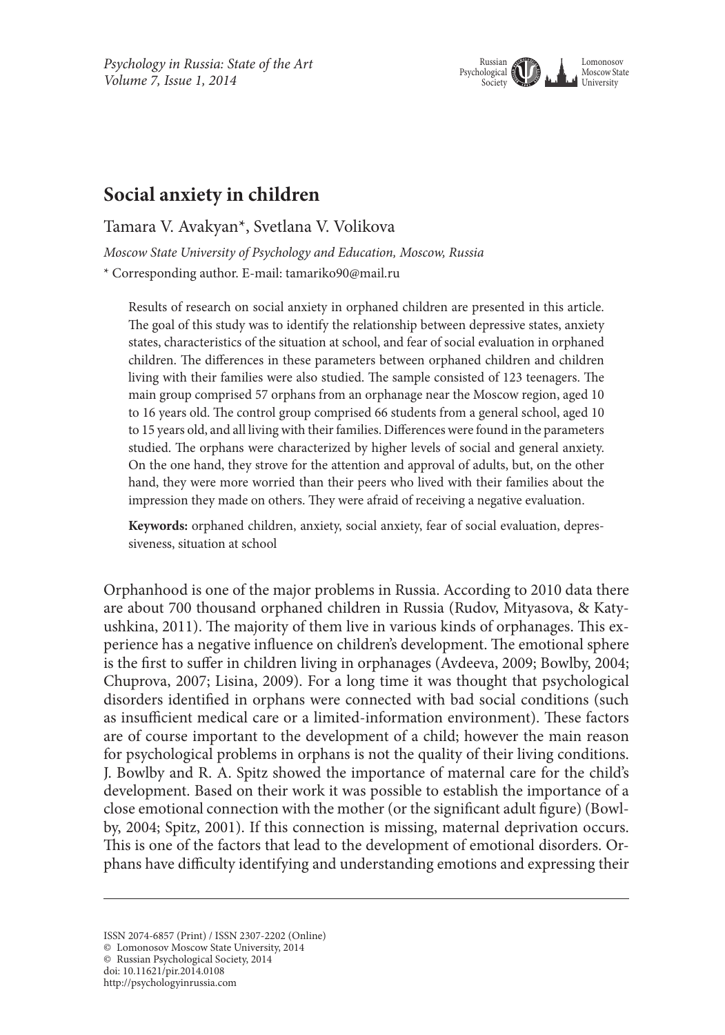# Social anxiety in children

Tamara V. Avakyan*, Svetlana V. Volikova

*Moscow State University of Psychology and Education, Moscow, Russia*

* Corresponding author. E-mail: tamariko90@mail.ru

Results of research on social anxiety in orphaned children are presented in this article. The goal of this study was to identify the relationship between depressive states, anxiety states, characteristics of the situation at school, and fear of social evaluation in orphaned children. The differences in these parameters between orphaned children and children living with their families were also studied. The sample consisted of 123 teenagers. The main group comprised 57 orphans from an orphanage near the Moscow region, aged 10 to 16 years old. The control group comprised 66 students from a general school, aged 10 to 15 years old, and all living with their families. Differences were found in the parameters studied. The orphans were characterized by higher levels of social and general anxiety. On the one hand, they strove for the attention and approval of adults, but, on the other hand, they were more worried than their peers who lived with their families about the impression they made on others. They were afraid of receiving a negative evaluation.

**Keywords:** orphaned children, anxiety, social anxiety, fear of social evaluation, depressiveness, situation at school

Orphanhood is one of the major problems in Russia. According to 2010 data there are about 700 thousand orphaned children in Russia (Rudov, Mityasova, & Katyushkina, 2011). The majority of them live in various kinds of orphanages. This experience has a negative influence on children's development. The emotional sphere is the first to suffer in children living in orphanages (Avdeeva, 2009; Bowlby, 2004; Chuprova, 2007; Lisina, 2009). For a long time it was thought that psychological disorders identified in orphans were connected with bad social conditions (such as insufficient medical care or a limited-information environment). These factors are of course important to the development of a child; however the main reason for psychological problems in orphans is not the quality of their living conditions. J. Bowlby and R. A. Spitz showed the importance of maternal care for the child's development. Based on their work it was possible to establish the importance of a close emotional connection with the mother (or the significant adult figure) (Bowlby, 2004; Spitz, 2001). If this connection is missing, maternal deprivation occurs. This is one of the factors that lead to the development of emotional disorders. Orphans have difficulty identifying and understanding emotions and expressing their

ISSN 2074-6857 (Print) / ISSN 2307-2202 (Online)
© Lomonosov Moscow State University, 2014
© Russian Psychological Society, 2014
doi: 10.11621/pir.2014.0108
http://psychologyinrussia.com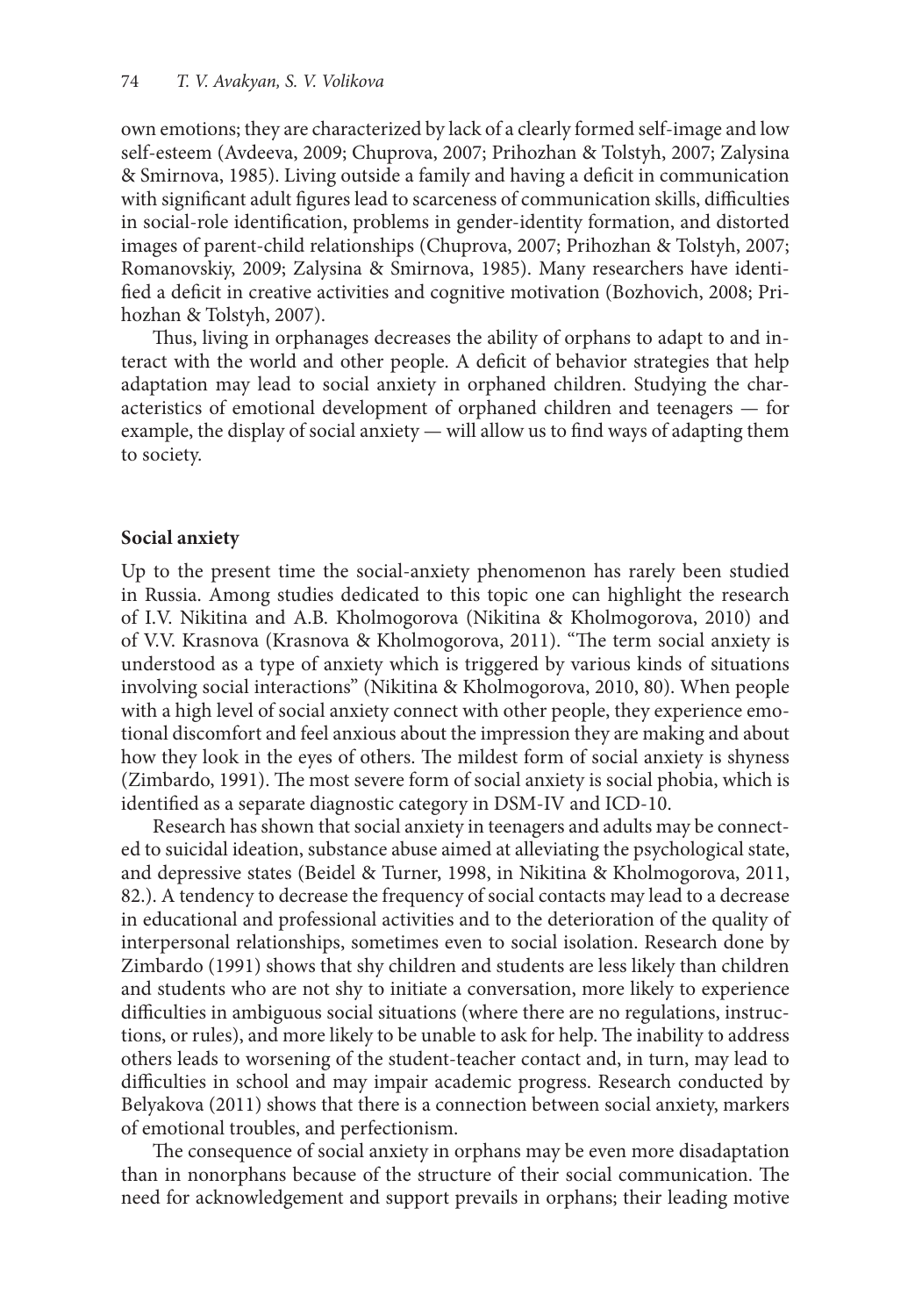own emotions; they are characterized by lack of a clearly formed self-image and low self-esteem (Avdeeva, 2009; Chuprova, 2007; Prihozhan & Tolstyh, 2007; Zalysina & Smirnova, 1985). Living outside a family and having a deficit in communication with significant adult figures lead to scarceness of communication skills, difficulties in social-role identification, problems in gender-identity formation, and distorted images of parent-child relationships (Chuprova, 2007; Prihozhan & Tolstyh, 2007; Romanovskiy, 2009; Zalysina & Smirnova, 1985). Many researchers have identified a deficit in creative activities and cognitive motivation (Bozhovich, 2008; Prihozhan & Tolstyh, 2007).

Thus, living in orphanages decreases the ability of orphans to adapt to and interact with the world and other people. A deficit of behavior strategies that help adaptation may lead to social anxiety in orphaned children. Studying the characteristics of emotional development of orphaned children and teenagers — for example, the display of social anxiety — will allow us to find ways of adapting them to society.

## Social anxiety

Up to the present time the social-anxiety phenomenon has rarely been studied in Russia. Among studies dedicated to this topic one can highlight the research of I.V. Nikitina and A.B. Kholmogorova (Nikitina & Kholmogorova, 2010) and of V.V. Krasnova (Krasnova & Kholmogorova, 2011). "The term social anxiety is understood as a type of anxiety which is triggered by various kinds of situations involving social interactions" (Nikitina & Kholmogorova, 2010, 80). When people with a high level of social anxiety connect with other people, they experience emotional discomfort and feel anxious about the impression they are making and about how they look in the eyes of others. The mildest form of social anxiety is shyness (Zimbardo, 1991). The most severe form of social anxiety is social phobia, which is identified as a separate diagnostic category in DSM-IV and ICD-10.

Research has shown that social anxiety in teenagers and adults may be connected to suicidal ideation, substance abuse aimed at alleviating the psychological state, and depressive states (Beidel & Turner, 1998, in Nikitina & Kholmogorova, 2011, 82.). A tendency to decrease the frequency of social contacts may lead to a decrease in educational and professional activities and to the deterioration of the quality of interpersonal relationships, sometimes even to social isolation. Research done by Zimbardo (1991) shows that shy children and students are less likely than children and students who are not shy to initiate a conversation, more likely to experience difficulties in ambiguous social situations (where there are no regulations, instructions, or rules), and more likely to be unable to ask for help. The inability to address others leads to worsening of the student-teacher contact and, in turn, may lead to difficulties in school and may impair academic progress. Research conducted by Belyakova (2011) shows that there is a connection between social anxiety, markers of emotional troubles, and perfectionism.

The consequence of social anxiety in orphans may be even more disadaptation than in nonorphans because of the structure of their social communication. The need for acknowledgement and support prevails in orphans; their leading motive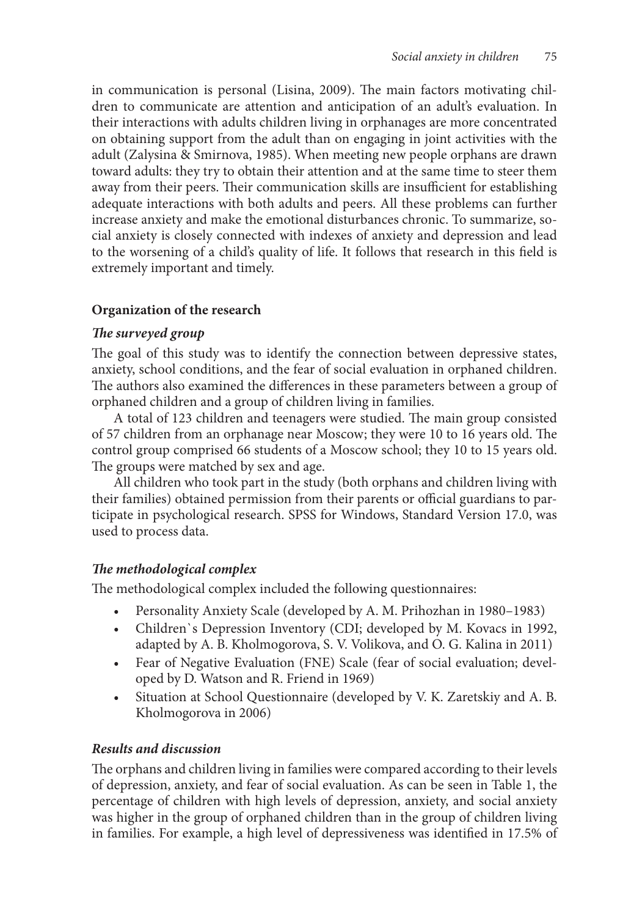in communication is personal (Lisina, 2009). The main factors motivating children to communicate are attention and anticipation of an adult's evaluation. In their interactions with adults children living in orphanages are more concentrated on obtaining support from the adult than on engaging in joint activities with the adult (Zalysina & Smirnova, 1985). When meeting new people orphans are drawn toward adults: they try to obtain their attention and at the same time to steer them away from their peers. Their communication skills are insufficient for establishing adequate interactions with both adults and peers. All these problems can further increase anxiety and make the emotional disturbances chronic. To summarize, social anxiety is closely connected with indexes of anxiety and depression and lead to the worsening of a child's quality of life. It follows that research in this field is extremely important and timely.

## Organization of the research

### *The surveyed group*

The goal of this study was to identify the connection between depressive states, anxiety, school conditions, and the fear of social evaluation in orphaned children. The authors also examined the differences in these parameters between a group of orphaned children and a group of children living in families.

A total of 123 children and teenagers were studied. The main group consisted of 57 children from an orphanage near Moscow; they were 10 to 16 years old. The control group comprised 66 students of a Moscow school; they 10 to 15 years old. The groups were matched by sex and age.

All children who took part in the study (both orphans and children living with their families) obtained permission from their parents or official guardians to participate in psychological research. SPSS for Windows, Standard Version 17.0, was used to process data.

### *The methodological complex*

The methodological complex included the following questionnaires:

- Personality Anxiety Scale (developed by A. M. Prihozhan in 1980–1983)
- Children`s Depression Inventory (CDI; developed by M. Kovacs in 1992, adapted by A. B. Kholmogorova, S. V. Volikova, and O. G. Kalina in 2011)
- Fear of Negative Evaluation (FNE) Scale (fear of social evaluation; developed by D. Watson and R. Friend in 1969)
- Situation at School Questionnaire (developed by V. K. Zaretskiy and A. B. Kholmogorova in 2006)

### *Results and discussion*

The orphans and children living in families were compared according to their levels of depression, anxiety, and fear of social evaluation. As can be seen in Table 1, the percentage of children with high levels of depression, anxiety, and social anxiety was higher in the group of orphaned children than in the group of children living in families. For example, a high level of depressiveness was identified in 17.5% of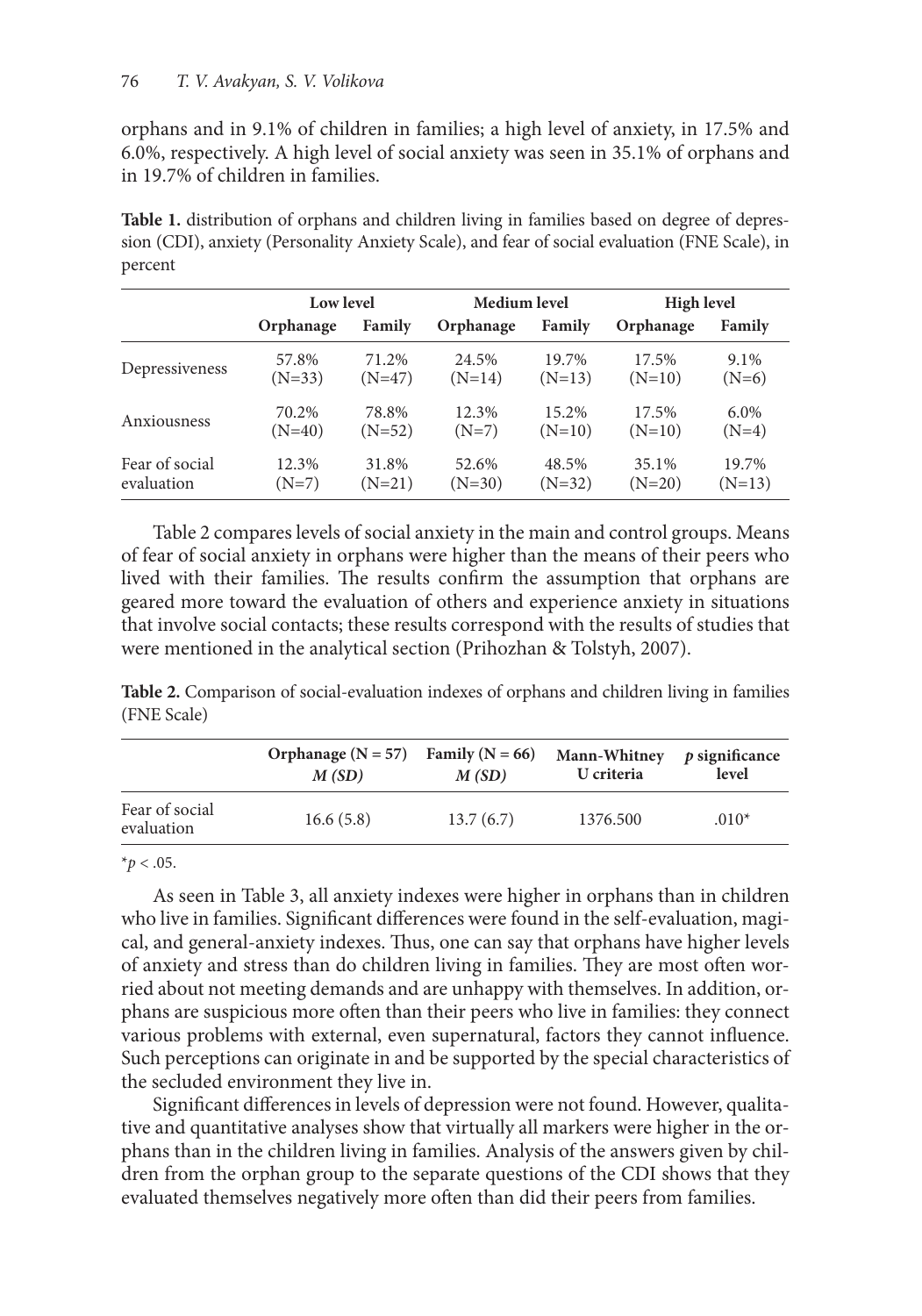orphans and in 9.1% of children in families; a high level of anxiety, in 17.5% and 6.0%, respectively. A high level of social anxiety was seen in 35.1% of orphans and in 19.7% of children in families.

**Table 1.** distribution of orphans and children living in families based on degree of depression (CDI), anxiety (Personality Anxiety Scale), and fear of social evaluation (FNE Scale), in percent

| | Low level | | Medium level | | High level | |
|---|---|---|---|---|---|---|
| | **Orphanage** | **Family** | **Orphanage** | **Family** | **Orphanage** | **Family** |
| Depressiveness | 57.8% (N=33) | 71.2% (N=47) | 24.5% (N=14) | 19.7% (N=13) | 17.5% (N=10) | 9.1% (N=6) |
| Anxiousness | 70.2% (N=40) | 78.8% (N=52) | 12.3% (N=7) | 15.2% (N=10) | 17.5% (N=10) | 6.0% (N=4) |
| Fear of social evaluation | 12.3% (N=7) | 31.8% (N=21) | 52.6% (N=30) | 48.5% (N=32) | 35.1% (N=20) | 19.7% (N=13) |

Table 2 compares levels of social anxiety in the main and control groups. Means of fear of social anxiety in orphans were higher than the means of their peers who lived with their families. The results confirm the assumption that orphans are geared more toward the evaluation of others and experience anxiety in situations that involve social contacts; these results correspond with the results of studies that were mentioned in the analytical section (Prihozhan & Tolstyh, 2007).

**Table 2.** Comparison of social-evaluation indexes of orphans and children living in families (FNE Scale)

| | Orphanage (N = 57) *M (SD)* | Family (N = 66) *M (SD)* | Mann-Whitney U criteria | *p* significance level |
|---|---|---|---|---|
| Fear of social evaluation | 16.6 (5.8) | 13.7 (6.7) | 1376.500 | .010* |

*$p < .05$.

As seen in Table 3, all anxiety indexes were higher in orphans than in children who live in families. Significant differences were found in the self-evaluation, magical, and general-anxiety indexes. Thus, one can say that orphans have higher levels of anxiety and stress than do children living in families. They are most often worried about not meeting demands and are unhappy with themselves. In addition, orphans are suspicious more often than their peers who live in families: they connect various problems with external, even supernatural, factors they cannot influence. Such perceptions can originate in and be supported by the special characteristics of the secluded environment they live in.

Significant differences in levels of depression were not found. However, qualitative and quantitative analyses show that virtually all markers were higher in the orphans than in the children living in families. Analysis of the answers given by children from the orphan group to the separate questions of the CDI shows that they evaluated themselves negatively more often than did their peers from families.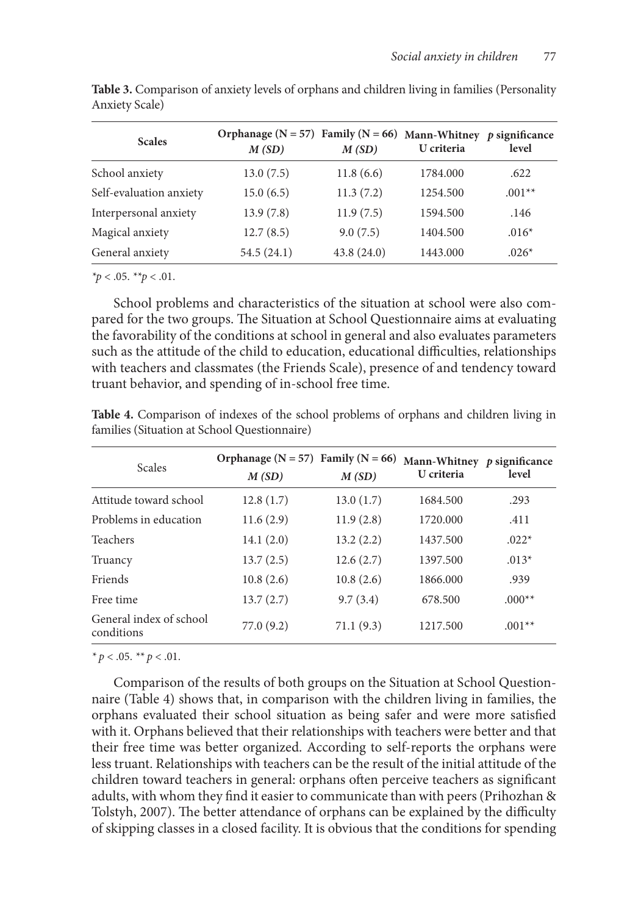**Table 3.** Comparison of anxiety levels of orphans and children living in families (Personality Anxiety Scale)

| Scales | Orphanage (N = 57) *M (SD)* | Family (N = 66) *M (SD)* | Mann-Whitney U criteria | *p* significance level |
|---|---|---|---|---|
| School anxiety | 13.0 (7.5) | 11.8 (6.6) | 1784.000 | .622 |
| Self-evaluation anxiety | 15.0 (6.5) | 11.3 (7.2) | 1254.500 | .001** |
| Interpersonal anxiety | 13.9 (7.8) | 11.9 (7.5) | 1594.500 | .146 |
| Magical anxiety | 12.7 (8.5) | 9.0 (7.5) | 1404.500 | .016* |
| General anxiety | 54.5 (24.1) | 43.8 (24.0) | 1443.000 | .026* |

*$p < .05$. **$p < .01$.

School problems and characteristics of the situation at school were also compared for the two groups. The Situation at School Questionnaire aims at evaluating the favorability of the conditions at school in general and also evaluates parameters such as the attitude of the child to education, educational difficulties, relationships with teachers and classmates (the Friends Scale), presence of and tendency toward truant behavior, and spending of in-school free time.

**Table 4.** Comparison of indexes of the school problems of orphans and children living in families (Situation at School Questionnaire)

| Scales | Orphanage (N = 57) *M (SD)* | Family (N = 66) *M (SD)* | Mann-Whitney U criteria | *p* significance level |
|---|---|---|---|---|
| Attitude toward school | 12.8 (1.7) | 13.0 (1.7) | 1684.500 | .293 |
| Problems in education | 11.6 (2.9) | 11.9 (2.8) | 1720.000 | .411 |
| Teachers | 14.1 (2.0) | 13.2 (2.2) | 1437.500 | .022* |
| Truancy | 13.7 (2.5) | 12.6 (2.7) | 1397.500 | .013* |
| Friends | 10.8 (2.6) | 10.8 (2.6) | 1866.000 | .939 |
| Free time | 13.7 (2.7) | 9.7 (3.4) | 678.500 | .000** |
| General index of school conditions | 77.0 (9.2) | 71.1 (9.3) | 1217.500 | .001** |

* $p < .05$. ** $p < .01$.

Comparison of the results of both groups on the Situation at School Questionnaire (Table 4) shows that, in comparison with the children living in families, the orphans evaluated their school situation as being safer and were more satisfied with it. Orphans believed that their relationships with teachers were better and that their free time was better organized. According to self-reports the orphans were less truant. Relationships with teachers can be the result of the initial attitude of the children toward teachers in general: orphans often perceive teachers as significant adults, with whom they find it easier to communicate than with peers (Prihozhan & Tolstyh, 2007). The better attendance of orphans can be explained by the difficulty of skipping classes in a closed facility. It is obvious that the conditions for spending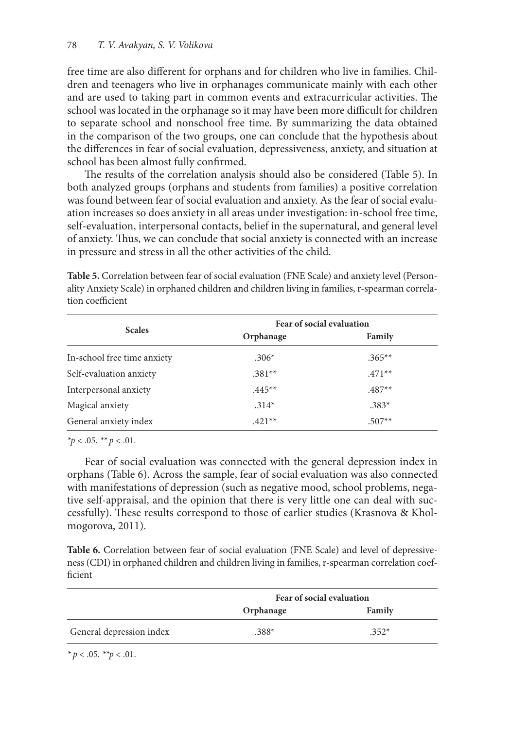free time are also different for orphans and for children who live in families. Children and teenagers who live in orphanages communicate mainly with each other and are used to taking part in common events and extracurricular activities. The school was located in the orphanage so it may have been more difficult for children to separate school and nonschool free time. By summarizing the data obtained in the comparison of the two groups, one can conclude that the hypothesis about the differences in fear of social evaluation, depressiveness, anxiety, and situation at school has been almost fully confirmed.

The results of the correlation analysis should also be considered (Table 5). In both analyzed groups (orphans and students from families) a positive correlation was found between fear of social evaluation and anxiety. As the fear of social evaluation increases so does anxiety in all areas under investigation: in-school free time, self-evaluation, interpersonal contacts, belief in the supernatural, and general level of anxiety. Thus, we can conclude that social anxiety is connected with an increase in pressure and stress in all the other activities of the child.

**Table 5.** Correlation between fear of social evaluation (FNE Scale) and anxiety level (Personality Anxiety Scale) in orphaned children and children living in families, r-spearman correlation coefficient

| Scales | Fear of social evaluation | |
|---|---|---|
| | Orphanage | Family |
| In-school free time anxiety | .306* | .365** |
| Self-evaluation anxiety | .381** | .471** |
| Interpersonal anxiety | .445** | .487** |
| Magical anxiety | .314* | .383* |
| General anxiety index | .421** | .507** |

$^{*}p < .05$. $^{**}p < .01$.

Fear of social evaluation was connected with the general depression index in orphans (Table 6). Across the sample, fear of social evaluation was also connected with manifestations of depression (such as negative mood, school problems, negative self-appraisal, and the opinion that there is very little one can deal with successfully). These results correspond to those of earlier studies (Krasnova & Kholmogorova, 2011).

**Table 6.** Correlation between fear of social evaluation (FNE Scale) and level of depressiveness (CDI) in orphaned children and children living in families, r-spearman correlation coefficient

| | Fear of social evaluation | |
|---|---|---|
| | Orphanage | Family |
| General depression index | .388* | .352* |

$^{*}p < .05$. $^{**}p < .01$.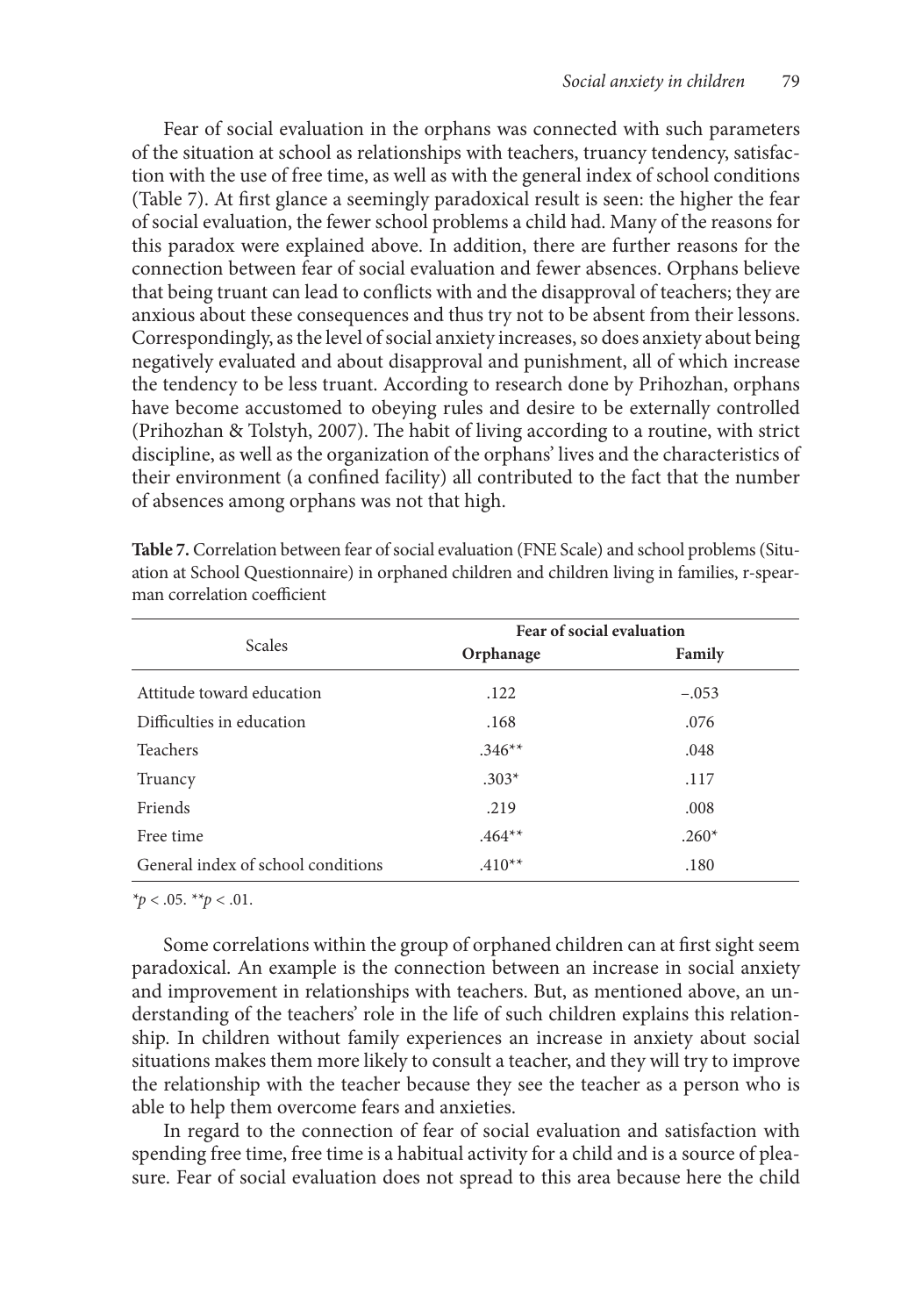Fear of social evaluation in the orphans was connected with such parameters of the situation at school as relationships with teachers, truancy tendency, satisfaction with the use of free time, as well as with the general index of school conditions (Table 7). At first glance a seemingly paradoxical result is seen: the higher the fear of social evaluation, the fewer school problems a child had. Many of the reasons for this paradox were explained above. In addition, there are further reasons for the connection between fear of social evaluation and fewer absences. Orphans believe that being truant can lead to conflicts with and the disapproval of teachers; they are anxious about these consequences and thus try not to be absent from their lessons. Correspondingly, as the level of social anxiety increases, so does anxiety about being negatively evaluated and about disapproval and punishment, all of which increase the tendency to be less truant. According to research done by Prihozhan, orphans have become accustomed to obeying rules and desire to be externally controlled (Prihozhan & Tolstyh, 2007). The habit of living according to a routine, with strict discipline, as well as the organization of the orphans' lives and the characteristics of their environment (a confined facility) all contributed to the fact that the number of absences among orphans was not that high.

**Table 7.** Correlation between fear of social evaluation (FNE Scale) and school problems (Situation at School Questionnaire) in orphaned children and children living in families, r-spearman correlation coefficient

| Scales | Fear of social evaluation | |
|---|---|---|
| | **Orphanage** | **Family** |
| Attitude toward education | .122 | −.053 |
| Difficulties in education | .168 | .076 |
| Teachers | .346** | .048 |
| Truancy | .303* | .117 |
| Friends | .219 | .008 |
| Free time | .464** | .260* |
| General index of school conditions | .410** | .180 |

*$p < .05$. **$p < .01$.

Some correlations within the group of orphaned children can at first sight seem paradoxical. An example is the connection between an increase in social anxiety and improvement in relationships with teachers. But, as mentioned above, an understanding of the teachers' role in the life of such children explains this relationship. In children without family experiences an increase in anxiety about social situations makes them more likely to consult a teacher, and they will try to improve the relationship with the teacher because they see the teacher as a person who is able to help them overcome fears and anxieties.

In regard to the connection of fear of social evaluation and satisfaction with spending free time, free time is a habitual activity for a child and is a source of pleasure. Fear of social evaluation does not spread to this area because here the child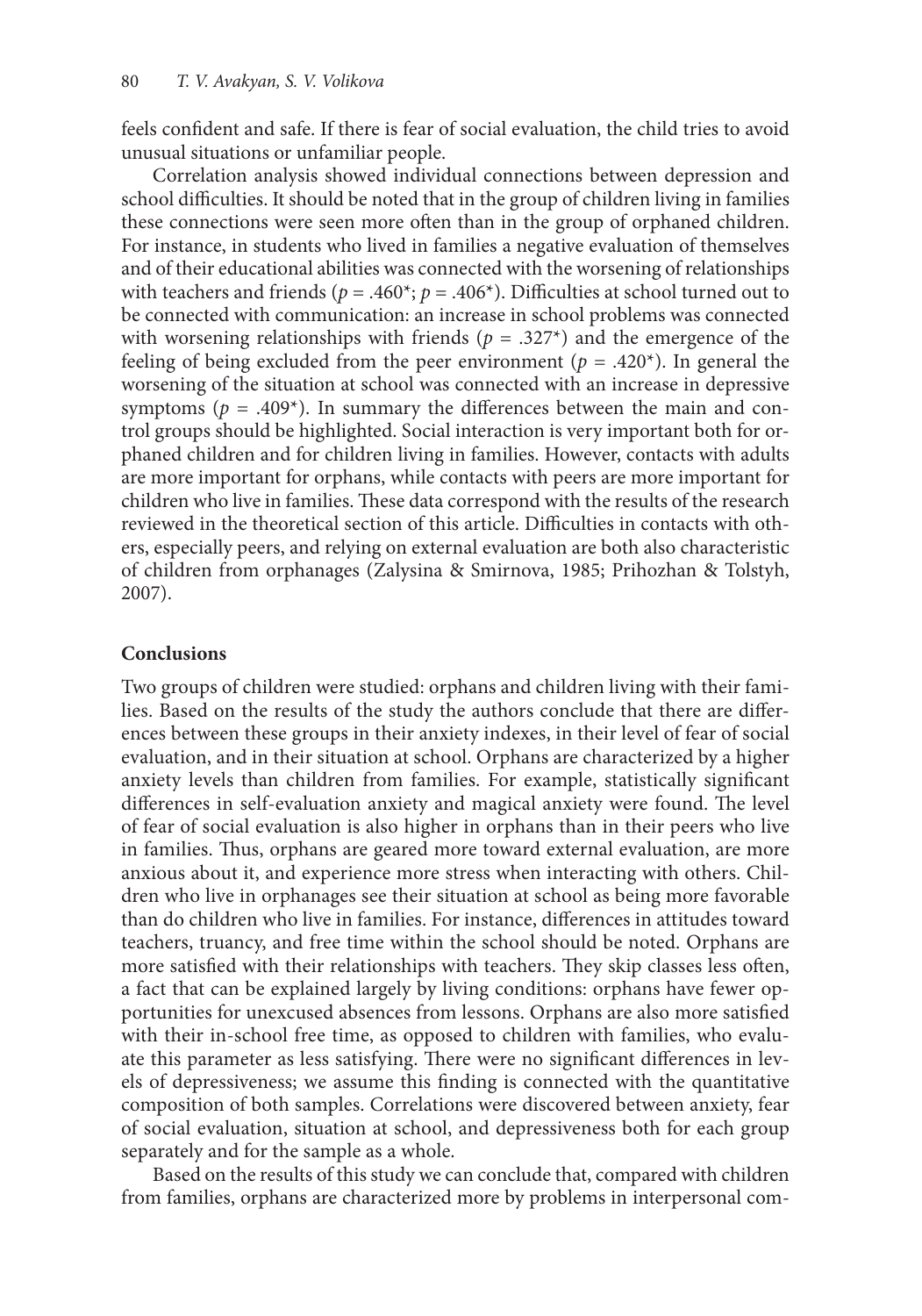feels confident and safe. If there is fear of social evaluation, the child tries to avoid unusual situations or unfamiliar people.

Correlation analysis showed individual connections between depression and school difficulties. It should be noted that in the group of children living in families these connections were seen more often than in the group of orphaned children. For instance, in students who lived in families a negative evaluation of themselves and of their educational abilities was connected with the worsening of relationships with teachers and friends ($p = .460^*$; $p = .406^*$). Difficulties at school turned out to be connected with communication: an increase in school problems was connected with worsening relationships with friends ($p = .327^*$) and the emergence of the feeling of being excluded from the peer environment ($p = .420^*$). In general the worsening of the situation at school was connected with an increase in depressive symptoms ($p = .409^*$). In summary the differences between the main and control groups should be highlighted. Social interaction is very important both for orphaned children and for children living in families. However, contacts with adults are more important for orphans, while contacts with peers are more important for children who live in families. These data correspond with the results of the research reviewed in the theoretical section of this article. Difficulties in contacts with others, especially peers, and relying on external evaluation are both also characteristic of children from orphanages (Zalysina & Smirnova, 1985; Prihozhan & Tolstyh, 2007).

## Conclusions

Two groups of children were studied: orphans and children living with their families. Based on the results of the study the authors conclude that there are differences between these groups in their anxiety indexes, in their level of fear of social evaluation, and in their situation at school. Orphans are characterized by a higher anxiety levels than children from families. For example, statistically significant differences in self-evaluation anxiety and magical anxiety were found. The level of fear of social evaluation is also higher in orphans than in their peers who live in families. Thus, orphans are geared more toward external evaluation, are more anxious about it, and experience more stress when interacting with others. Children who live in orphanages see their situation at school as being more favorable than do children who live in families. For instance, differences in attitudes toward teachers, truancy, and free time within the school should be noted. Orphans are more satisfied with their relationships with teachers. They skip classes less often, a fact that can be explained largely by living conditions: orphans have fewer opportunities for unexcused absences from lessons. Orphans are also more satisfied with their in-school free time, as opposed to children with families, who evaluate this parameter as less satisfying. There were no significant differences in levels of depressiveness; we assume this finding is connected with the quantitative composition of both samples. Correlations were discovered between anxiety, fear of social evaluation, situation at school, and depressiveness both for each group separately and for the sample as a whole.

Based on the results of this study we can conclude that, compared with children from families, orphans are characterized more by problems in interpersonal com-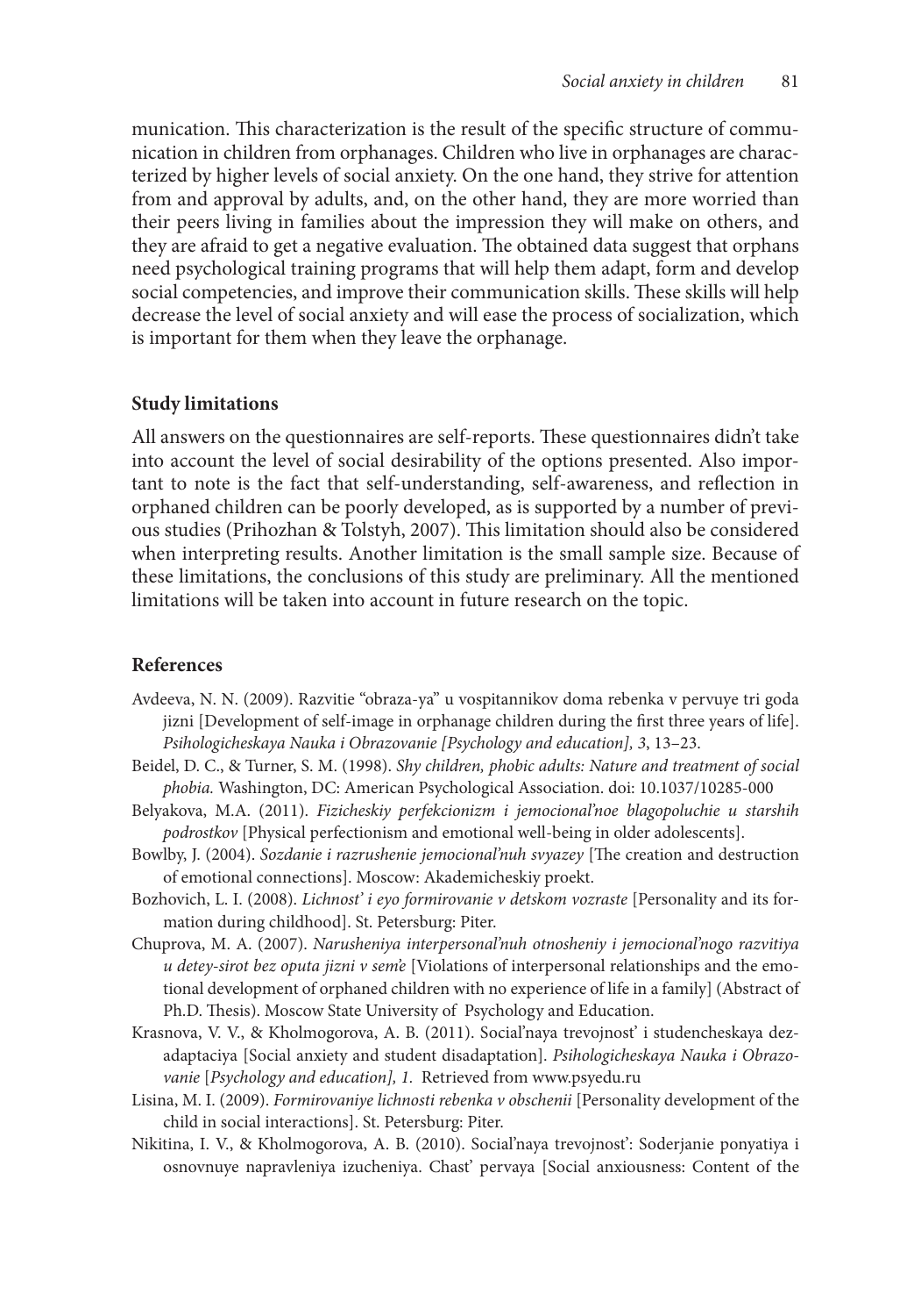munication. This characterization is the result of the specific structure of communication in children from orphanages. Children who live in orphanages are characterized by higher levels of social anxiety. On the one hand, they strive for attention from and approval by adults, and, on the other hand, they are more worried than their peers living in families about the impression they will make on others, and they are afraid to get a negative evaluation. The obtained data suggest that orphans need psychological training programs that will help them adapt, form and develop social competencies, and improve their communication skills. These skills will help decrease the level of social anxiety and will ease the process of socialization, which is important for them when they leave the orphanage.

## Study limitations

All answers on the questionnaires are self-reports. These questionnaires didn't take into account the level of social desirability of the options presented. Also important to note is the fact that self-understanding, self-awareness, and reflection in orphaned children can be poorly developed, as is supported by a number of previous studies (Prihozhan & Tolstyh, 2007). This limitation should also be considered when interpreting results. Another limitation is the small sample size. Because of these limitations, the conclusions of this study are preliminary. All the mentioned limitations will be taken into account in future research on the topic.

## References

Avdeeva, N. N. (2009). Razvitie "obraza-ya" u vospitannikov doma rebenka v pervuye tri goda jizni [Development of self-image in orphanage children during the first three years of life]. *Psihologicheskaya Nauka i Obrazovanie [Psychology and education], 3*, 13–23.

Beidel, D. C., & Turner, S. M. (1998). *Shy children, phobic adults: Nature and treatment of social phobia.* Washington, DC: American Psychological Association. doi: 10.1037/10285-000

Belyakova, M.A. (2011). *Fizicheskiy perfekcionizm i jemocional'noe blagopoluchie u starshih podrostkov* [Physical perfectionism and emotional well-being in older adolescents].

Bowlby, J. (2004). *Sozdanie i razrushenie jemocional'nuh svyazey* [The creation and destruction of emotional connections]. Moscow: Akademicheskiy proekt.

Bozhovich, L. I. (2008). *Lichnost' i eyo formirovanie v detskom vozraste* [Personality and its formation during childhood]. St. Petersburg: Piter.

Chuprova, M. A. (2007). *Narusheniya interpersonal'nuh otnosheniy i jemocional'nogo razvitiya u detey-sirot bez oputa jizni v sem'e* [Violations of interpersonal relationships and the emotional development of orphaned children with no experience of life in a family] (Abstract of Ph.D. Thesis). Moscow State University of Psychology and Education.

Krasnova, V. V., & Kholmogorova, A. B. (2011). Social'naya trevojnost' i studencheskaya dezadaptaciya [Social anxiety and student disadaptation]. *Psihologicheskaya Nauka i Obrazovanie* [*Psychology and education], 1.* Retrieved from www.psyedu.ru

Lisina, M. I. (2009). *Formirovaniye lichnosti rebenka v obschenii* [Personality development of the child in social interactions]. St. Petersburg: Piter.

Nikitina, I. V., & Kholmogorova, A. B. (2010). Social'naya trevojnost': Soderjanie ponyatiya i osnovnuye napravleniya izucheniya. Chast' pervaya [Social anxiousness: Content of the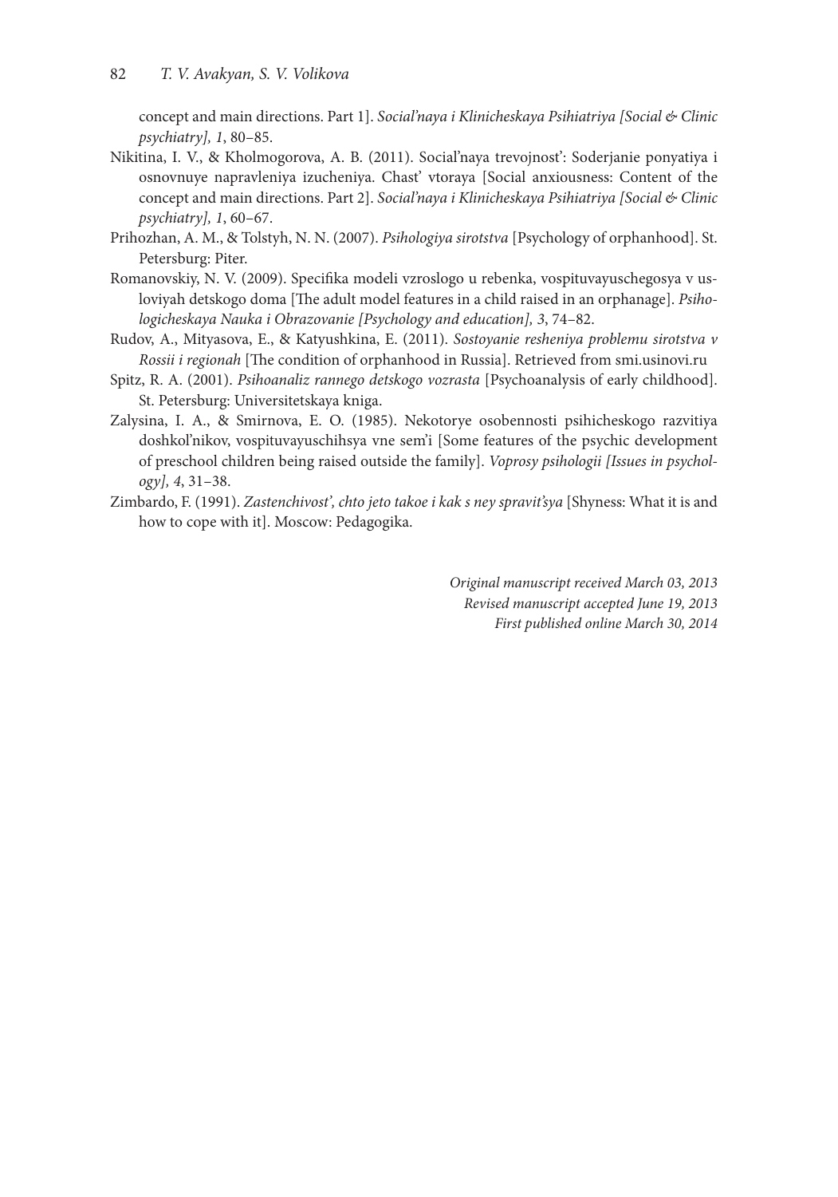concept and main directions. Part 1]. *Social'naya i Klinicheskaya Psihiatriya [Social & Clinic psychiatry], 1*, 80–85.

Nikitina, I. V., & Kholmogorova, A. B. (2011). Social'naya trevojnost': Soderjanie ponyatiya i osnovnuye napravleniya izucheniya. Chast' vtoraya [Social anxiousness: Content of the concept and main directions. Part 2]. *Social'naya i Klinicheskaya Psihiatriya [Social & Clinic psychiatry], 1*, 60–67.

Prihozhan, A. M., & Tolstyh, N. N. (2007). *Psihologiya sirotstva* [Psychology of orphanhood]. St. Petersburg: Piter.

Romanovskiy, N. V. (2009). Specifika modeli vzroslogo u rebenka, vospituvayuschegosya v usloviyah detskogo doma [The adult model features in a child raised in an orphanage]. *Psihologicheskaya Nauka i Obrazovanie [Psychology and education], 3*, 74–82.

Rudov, A., Mityasova, E., & Katyushkina, E. (2011). *Sostoyanie resheniya problemu sirotstva v Rossii i regionah* [The condition of orphanhood in Russia]. Retrieved from smi.usinovi.ru

Spitz, R. A. (2001). *Psihoanaliz rannego detskogo vozrasta* [Psychoanalysis of early childhood]. St. Petersburg: Universitetskaya kniga.

Zalysina, I. A., & Smirnova, E. O. (1985). Nekotorye osobennosti psihicheskogo razvitiya doshkol'nikov, vospituvayuschihsya vne sem'i [Some features of the psychic development of preschool children being raised outside the family]. *Voprosy psihologii [Issues in psychology], 4*, 31–38.

Zimbardo, F. (1991). *Zastenchivost', chto jeto takoe i kak s ney spravit'sya* [Shyness: What it is and how to cope with it]. Moscow: Pedagogika.

*Original manuscript received March 03, 2013*
*Revised manuscript accepted June 19, 2013*
*First published online March 30, 2014*